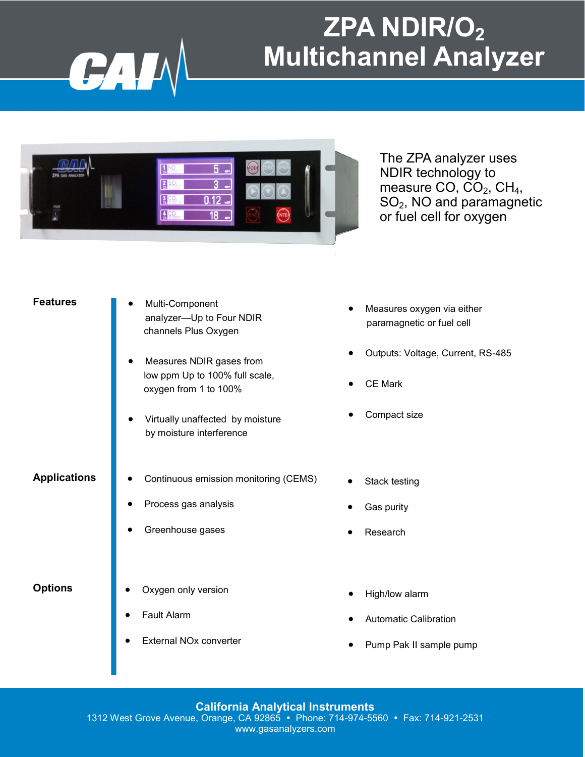# ZPA NDIR/$O_2$ Multichannel Analyzer

The ZPA analyzer uses NDIR technology to measure CO, $CO_2$, $CH_4$, $SO_2$, NO and paramagnetic or fuel cell for oxygen

## Features

- Multi-Component analyzer—Up to Four NDIR channels Plus Oxygen
- Measures NDIR gases from low ppm Up to 100% full scale, oxygen from 1 to 100%
- Virtually unaffected by moisture by moisture interference
- Measures oxygen via either paramagnetic or fuel cell
- Outputs: Voltage, Current, RS-485
- CE Mark
- Compact size

## Applications

- Continuous emission monitoring (CEMS)
- Process gas analysis
- Greenhouse gases
- Stack testing
- Gas purity
- Research

## Options

- Oxygen only version
- Fault Alarm
- External NOx converter
- High/low alarm
- Automatic Calibration
- Pump Pak II sample pump

**California Analytical Instruments**
1312 West Grove Avenue, Orange, CA 92865 • Phone: 714-974-5560 • Fax: 714-921-2531
www.gasanalyzers.com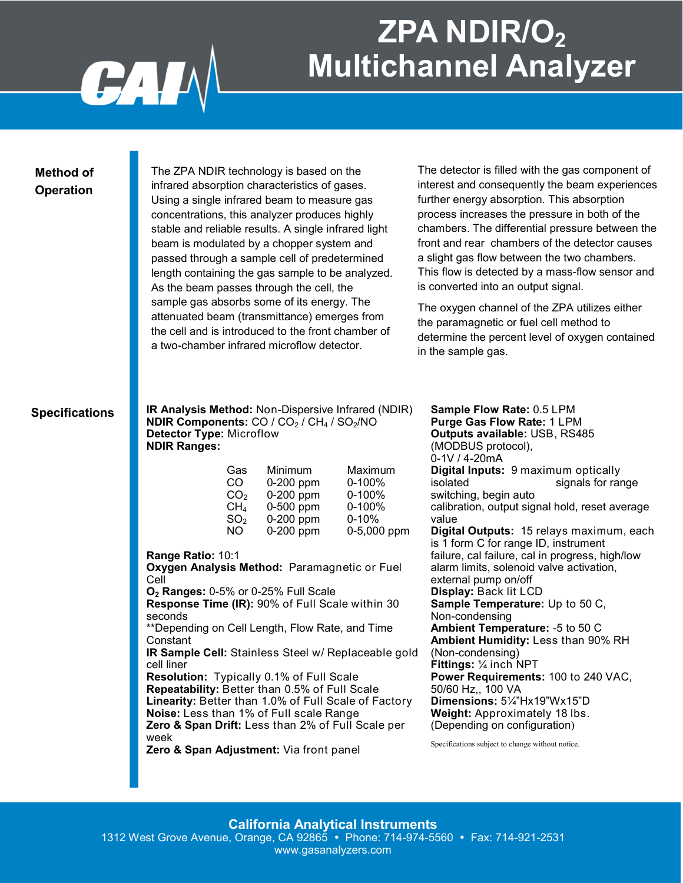# ZPA NDIR/$O_2$ Multichannel Analyzer

## Method of Operation

The ZPA NDIR technology is based on the infrared absorption characteristics of gases. Using a single infrared beam to measure gas concentrations, this analyzer produces highly stable and reliable results. A single infrared light beam is modulated by a chopper system and passed through a sample cell of predetermined length containing the gas sample to be analyzed. As the beam passes through the cell, the sample gas absorbs some of its energy. The attenuated beam (transmittance) emerges from the cell and is introduced to the front chamber of a two-chamber infrared microflow detector.

The detector is filled with the gas component of interest and consequently the beam experiences further energy absorption. This absorption process increases the pressure in both of the chambers. The differential pressure between the front and rear chambers of the detector causes a slight gas flow between the two chambers. This flow is detected by a mass-flow sensor and is converted into an output signal.

The oxygen channel of the ZPA utilizes either the paramagnetic or fuel cell method to determine the percent level of oxygen contained in the sample gas.

## Specifications

**IR Analysis Method:** Non-Dispersive Infrared (NDIR)
**NDIR Components:** CO / $CO_2$ / $CH_4$ / $SO_2$/NO
**Detector Type:** Microflow
**NDIR Ranges:**

| Gas | Minimum | Maximum |
|---|---|---|
| CO | 0-200 ppm | 0-100% |
| $CO_2$ | 0-200 ppm | 0-100% |
| $CH_4$ | 0-500 ppm | 0-100% |
| $SO_2$ | 0-200 ppm | 0-10% |
| NO | 0-200 ppm | 0-5,000 ppm |

**Range Ratio:** 10:1
**Oxygen Analysis Method:** Paramagnetic or Fuel Cell
**$O_2$ Ranges:** 0-5% or 0-25% Full Scale
**Response Time (IR):** 90% of Full Scale within 30 seconds
**Depending on Cell Length, Flow Rate, and Time Constant
**IR Sample Cell:** Stainless Steel w/ Replaceable gold cell liner
**Resolution:** Typically 0.1% of Full Scale
**Repeatability:** Better than 0.5% of Full Scale
**Linearity:** Better than 1.0% of Full Scale of Factory
**Noise:** Less than 1% of Full scale Range
**Zero & Span Drift:** Less than 2% of Full Scale per week
**Zero & Span Adjustment:** Via front panel

**Sample Flow Rate:** 0.5 LPM
**Purge Gas Flow Rate:** 1 LPM
**Outputs available:** USB, RS485 (MODBUS protocol), 0-1V / 4-20mA
**Digital Inputs:** 9 maximum optically isolated signals for range switching, begin auto calibration, output signal hold, reset average value
**Digital Outputs:** 15 relays maximum, each is 1 form C for range ID, instrument failure, cal failure, cal in progress, high/low alarm limits, solenoid valve activation, external pump on/off
**Display:** Back lit LCD
**Sample Temperature:** Up to 50 C, Non-condensing
**Ambient Temperature:** -5 to 50 C
**Ambient Humidity:** Less than 90% RH (Non-condensing)
**Fittings:** ¼ inch NPT
**Power Requirements:** 100 to 240 VAC, 50/60 Hz,, 100 VA
**Dimensions:** 5¼"Hx19"Wx15"D
**Weight:** Approximately 18 lbs. (Depending on configuration)

Specifications subject to change without notice.

**California Analytical Instruments**
1312 West Grove Avenue, Orange, CA 92865 • Phone: 714-974-5560 • Fax: 714-921-2531
www.gasanalyzers.com